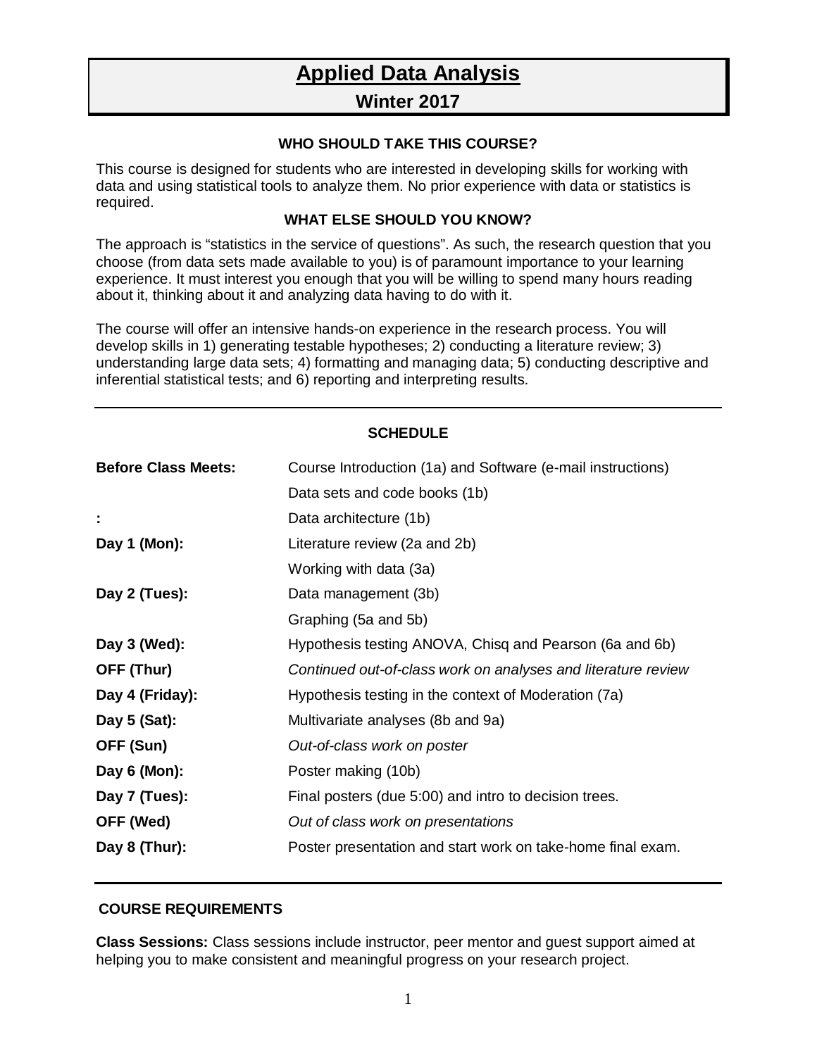# Applied Data Analysis

## Winter 2017

### WHO SHOULD TAKE THIS COURSE?

This course is designed for students who are interested in developing skills for working with data and using statistical tools to analyze them. No prior experience with data or statistics is required.

### WHAT ELSE SHOULD YOU KNOW?

The approach is "statistics in the service of questions". As such, the research question that you choose (from data sets made available to you) is of paramount importance to your learning experience. It must interest you enough that you will be willing to spend many hours reading about it, thinking about it and analyzing data having to do with it.

The course will offer an intensive hands-on experience in the research process. You will develop skills in 1) generating testable hypotheses; 2) conducting a literature review; 3) understanding large data sets; 4) formatting and managing data; 5) conducting descriptive and inferential statistical tests; and 6) reporting and interpreting results.

---

### SCHEDULE

| | |
|---|---|
| **Before Class Meets:** | Course Introduction (1a) and Software (e-mail instructions) |
| | Data sets and code books (1b) |
| **:** | Data architecture (1b) |
| **Day 1 (Mon):** | Literature review (2a and 2b) |
| | Working with data (3a) |
| **Day 2 (Tues):** | Data management (3b) |
| | Graphing (5a and 5b) |
| **Day 3 (Wed):** | Hypothesis testing ANOVA, Chisq and Pearson (6a and 6b) |
| **OFF (Thur)** | *Continued out-of-class work on analyses and literature review* |
| **Day 4 (Friday):** | Hypothesis testing in the context of Moderation (7a) |
| **Day 5 (Sat):** | Multivariate analyses (8b and 9a) |
| **OFF (Sun)** | *Out-of-class work on poster* |
| **Day 6 (Mon):** | Poster making (10b) |
| **Day 7 (Tues):** | Final posters (due 5:00) and intro to decision trees. |
| **OFF (Wed)** | *Out of class work on presentations* |
| **Day 8 (Thur):** | Poster presentation and start work on take-home final exam. |

---

### COURSE REQUIREMENTS

**Class Sessions:** Class sessions include instructor, peer mentor and guest support aimed at helping you to make consistent and meaningful progress on your research project.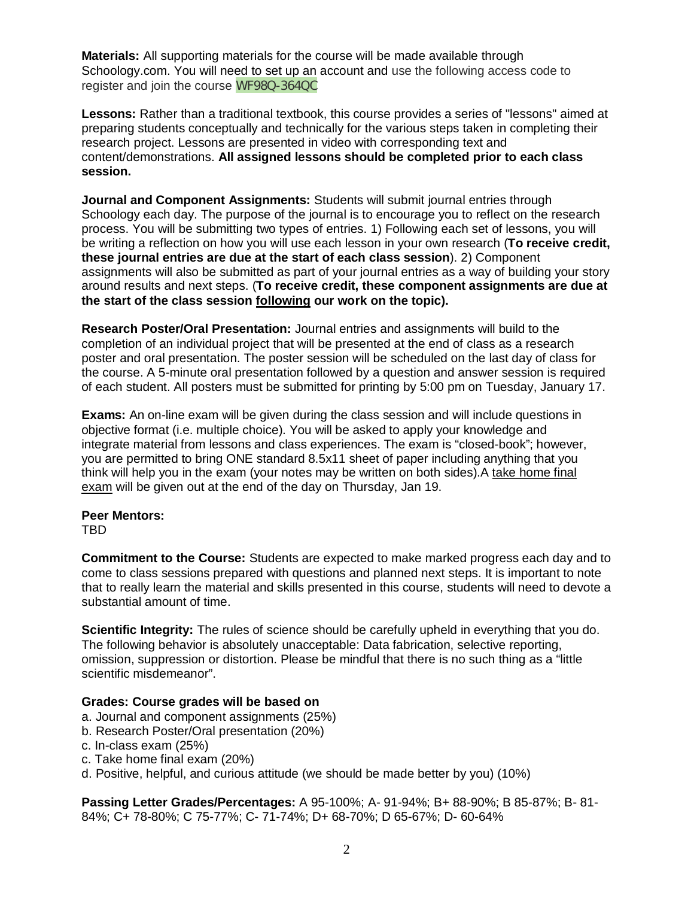**Materials:** All supporting materials for the course will be made available through Schoology.com. You will need to set up an account and use the following access code to register and join the course WF98Q-364QC

**Lessons:** Rather than a traditional textbook, this course provides a series of "lessons" aimed at preparing students conceptually and technically for the various steps taken in completing their research project. Lessons are presented in video with corresponding text and content/demonstrations. **All assigned lessons should be completed prior to each class session.**

**Journal and Component Assignments:** Students will submit journal entries through Schoology each day. The purpose of the journal is to encourage you to reflect on the research process. You will be submitting two types of entries. 1) Following each set of lessons, you will be writing a reflection on how you will use each lesson in your own research (**To receive credit, these journal entries are due at the start of each class session**). 2) Component assignments will also be submitted as part of your journal entries as a way of building your story around results and next steps. (**To receive credit, these component assignments are due at the start of the class session <u>following</u> our work on the topic).**

**Research Poster/Oral Presentation:** Journal entries and assignments will build to the completion of an individual project that will be presented at the end of class as a research poster and oral presentation. The poster session will be scheduled on the last day of class for the course. A 5-minute oral presentation followed by a question and answer session is required of each student. All posters must be submitted for printing by 5:00 pm on Tuesday, January 17.

**Exams:** An on-line exam will be given during the class session and will include questions in objective format (i.e. multiple choice). You will be asked to apply your knowledge and integrate material from lessons and class experiences. The exam is "closed-book"; however, you are permitted to bring ONE standard 8.5x11 sheet of paper including anything that you think will help you in the exam (your notes may be written on both sides).A <u>take home final exam</u> will be given out at the end of the day on Thursday, Jan 19.

**Peer Mentors:**
TBD

**Commitment to the Course:** Students are expected to make marked progress each day and to come to class sessions prepared with questions and planned next steps. It is important to note that to really learn the material and skills presented in this course, students will need to devote a substantial amount of time.

**Scientific Integrity:** The rules of science should be carefully upheld in everything that you do. The following behavior is absolutely unacceptable: Data fabrication, selective reporting, omission, suppression or distortion. Please be mindful that there is no such thing as a "little scientific misdemeanor".

**Grades: Course grades will be based on**

a. Journal and component assignments (25%)
b. Research Poster/Oral presentation (20%)
c. In-class exam (25%)
c. Take home final exam (20%)
d. Positive, helpful, and curious attitude (we should be made better by you) (10%)

**Passing Letter Grades/Percentages:** A 95-100%; A- 91-94%; B+ 88-90%; B 85-87%; B- 81-84%; C+ 78-80%; C 75-77%; C- 71-74%; D+ 68-70%; D 65-67%; D- 60-64%